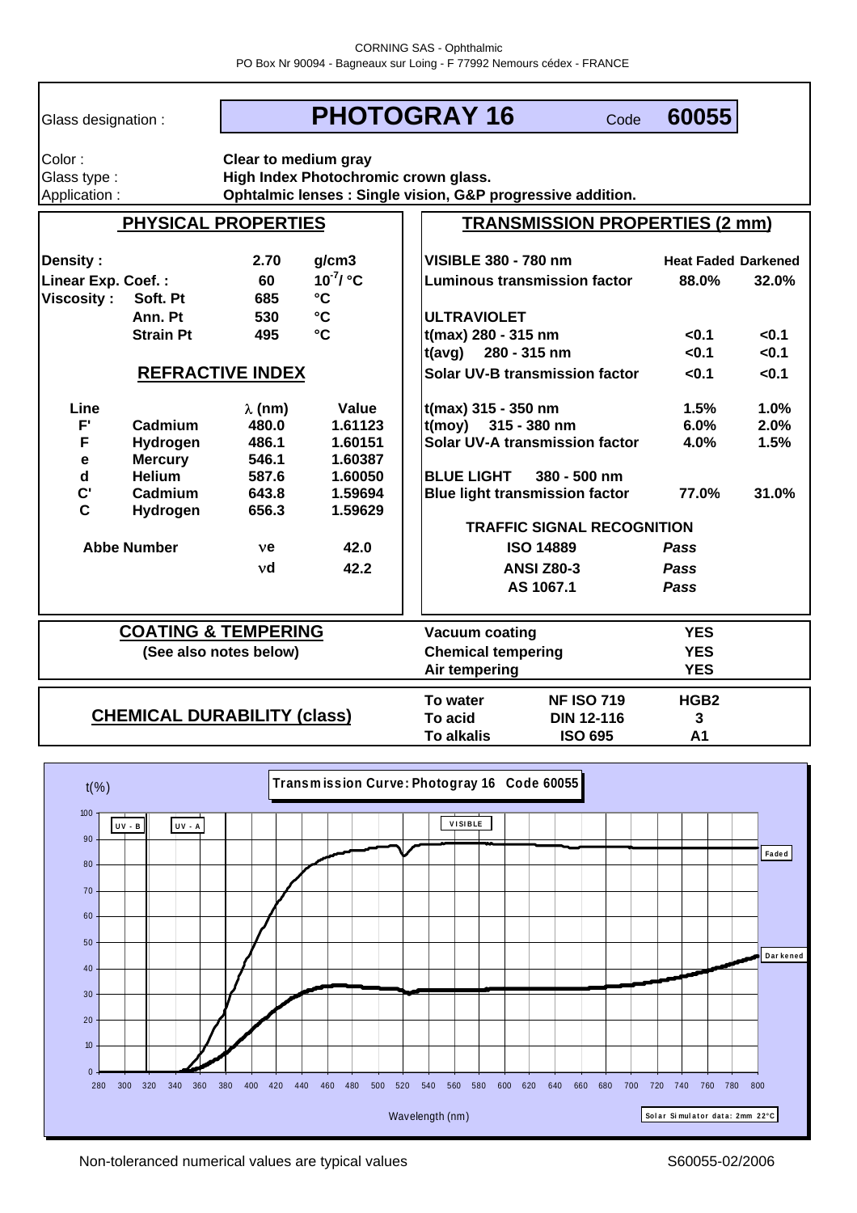CORNING SAS - Ophthalmic
PO Box Nr 90094 - Bagneaux sur Loing - F 77992 Nemours cédex - FRANCE

Glass designation : **PHOTOGRAY 16** Code **60055**

Color : **Clear to medium gray**
Glass type : **High Index Photochromic crown glass.**
Application : **Ophtalmic lenses : Single vision, G&P progressive addition.**

## PHYSICAL PROPERTIES

| | | | |
|---|---|---|---|
| **Density :** | | 2.70 | g/cm3 |
| **Linear Exp. Coef. :** | | 60 | $10^{-7}$/ °C |
| **Viscosity :** | Soft. Pt | 685 | °C |
| | Ann. Pt | 530 | °C |
| | Strain Pt | 495 | °C |

## REFRACTIVE INDEX

| Line | | λ (nm) | Value |
|---|---|---|---|
| F' | Cadmium | 480.0 | 1.61123 |
| F | Hydrogen | 486.1 | 1.60151 |
| e | Mercury | 546.1 | 1.60387 |
| d | Helium | 587.6 | 1.60050 |
| C' | Cadmium | 643.8 | 1.59694 |
| C | Hydrogen | 656.3 | 1.59629 |

| Abbe Number | | |
|---|---|---|
| | νe | 42.0 |
| | νd | 42.2 |

## TRANSMISSION PROPERTIES (2 mm)

| | Heat Faded | Darkened |
|---|---|---|
| **VISIBLE 380 - 780 nm** | | |
| Luminous transmission factor | 88.0% | 32.0% |
| **ULTRAVIOLET** | | |
| t(max) 280 - 315 nm | <0.1 | <0.1 |
| t(avg) 280 - 315 nm | <0.1 | <0.1 |
| Solar UV-B transmission factor | <0.1 | <0.1 |
| t(max) 315 - 350 nm | 1.5% | 1.0% |
| t(moy) 315 - 380 nm | 6.0% | 2.0% |
| Solar UV-A transmission factor | 4.0% | 1.5% |
| **BLUE LIGHT 380 - 500 nm** | | |
| Blue light transmission factor | 77.0% | 31.0% |

### TRAFFIC SIGNAL RECOGNITION

| | |
|---|---|
| ISO 14889 | *Pass* |
| ANSI Z80-3 | *Pass* |
| AS 1067.1 | *Pass* |

## COATING & TEMPERING

**(See also notes below)**

| | |
|---|---|
| Vacuum coating | YES |
| Chemical tempering | YES |
| Air tempering | YES |

## CHEMICAL DURABILITY (class)

| | | |
|---|---|---|
| To water | NF ISO 719 | HGB2 |
| To acid | DIN 12-116 | 3 |
| To alkalis | ISO 695 | A1 |

Transmission Curve: Photogray 16 Code 60055

t(%)

0 10 20 30 40 50 60 70 80 90 100

UV - B
UV - A
VISIBLE
Faded
Darkened

280 300 320 340 360 380 400 420 440 460 480 500 520 540 560 580 600 620 640 660 680 700 720 740 760 780 800

Wavelength (nm)

Solar Simulator data: 2mm 22°C

Non-toleranced numerical values are typical values

S60055-02/2006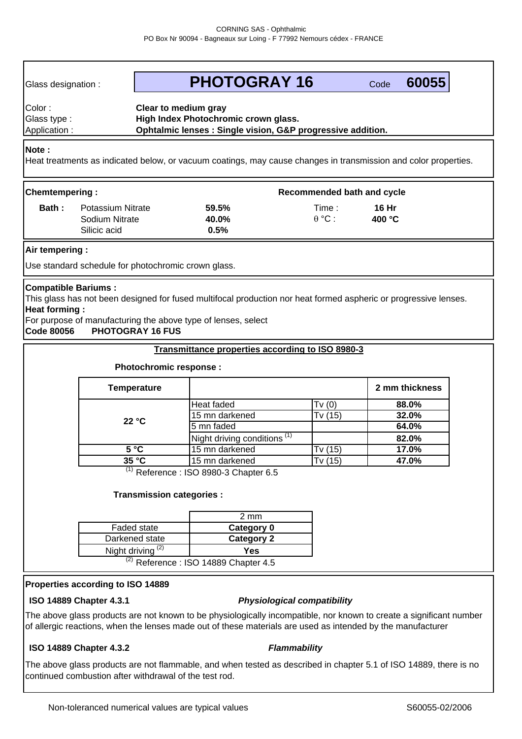CORNING SAS - Ophthalmic
PO Box Nr 90094 - Bagneaux sur Loing - F 77992 Nemours cédex - FRANCE

Glass designation : **PHOTOGRAY 16** Code **60055**

Color : **Clear to medium gray**
Glass type : **High Index Photochromic crown glass.**
Application : **Ophtalmic lenses : Single vision, G&P progressive addition.**

**Note :**
Heat treatments as indicated below, or vacuum coatings, may cause changes in transmission and color properties.

**Chemtempering :** **Recommended bath and cycle**

| | | | | |
|---|---|---|---|---|
| **Bath :** | Potassium Nitrate | **59.5%** | Time : | **16 Hr** |
| | Sodium Nitrate | **40.0%** | θ °C : | **400 °C** |
| | Silicic acid | **0.5%** | | |

**Air tempering :**

Use standard schedule for photochromic crown glass.

**Compatible Bariums :**
This glass has not been designed for fused multifocal production nor heat formed aspheric or progressive lenses.
**Heat forming :**
For purpose of manufacturing the above type of lenses, select
**Code 80056 PHOTOGRAY 16 FUS**

**Transmittance properties according to ISO 8980-3**

**Photochromic response :**

| **Temperature** | | | **2 mm thickness** |
|---|---|---|---|
| **22 °C** | Heat faded | Tv (0) | **88.0%** |
| | 15 mn darkened | Tv (15) | **32.0%** |
| | 5 mn faded | | **64.0%** |
| | Night driving conditions [1] | | **82.0%** |
| **5 °C** | 15 mn darkened | Tv (15) | **17.0%** |
| **35 °C** | 15 mn darkened | Tv (15) | **47.0%** |

[1] Reference : ISO 8980-3 Chapter 6.5

**Transmission categories :**

| | 2 mm |
|---|---|
| Faded state | **Category 0** |
| Darkened state | **Category 2** |
| Night driving [2] | **Yes** |

[2] Reference : ISO 14889 Chapter 4.5

**Properties according to ISO 14889**

**ISO 14889 Chapter 4.3.1** ***Physiological compatibility***

The above glass products are not known to be physiologically incompatible, nor known to create a significant number of allergic reactions, when the lenses made out of these materials are used as intended by the manufacturer

**ISO 14889 Chapter 4.3.2** ***Flammability***

The above glass products are not flammable, and when tested as described in chapter 5.1 of ISO 14889, there is no continued combustion after withdrawal of the test rod.

Non-tolerанced numerical values are typical values S60055-02/2006